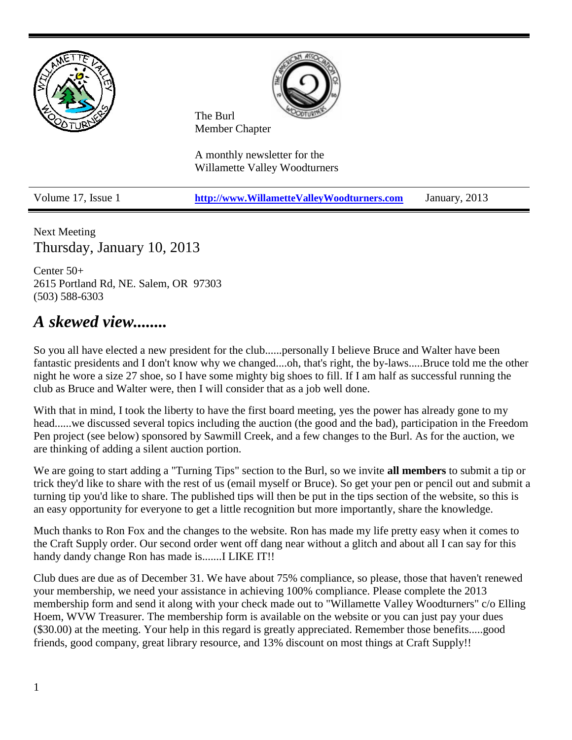The Burl
Member Chapter

A monthly newsletter for the
Willamette Valley Woodturners

Volume 17, Issue 1 | http://www.WillametteValleyWoodturners.com | January, 2013

Next Meeting

## Thursday, January 10, 2013

Center 50+
2615 Portland Rd, NE. Salem, OR 97303
(503) 588-6303

## *A skewed view........*

So you all have elected a new president for the club......personally I believe Bruce and Walter have been fantastic presidents and I don't know why we changed....oh, that's right, the by-laws.....Bruce told me the other night he wore a size 27 shoe, so I have some mighty big shoes to fill. If I am half as successful running the club as Bruce and Walter were, then I will consider that as a job well done.

With that in mind, I took the liberty to have the first board meeting, yes the power has already gone to my head......we discussed several topics including the auction (the good and the bad), participation in the Freedom Pen project (see below) sponsored by Sawmill Creek, and a few changes to the Burl. As for the auction, we are thinking of adding a silent auction portion.

We are going to start adding a "Turning Tips" section to the Burl, so we invite **all members** to submit a tip or trick they'd like to share with the rest of us (email myself or Bruce). So get your pen or pencil out and submit a turning tip you'd like to share. The published tips will then be put in the tips section of the website, so this is an easy opportunity for everyone to get a little recognition but more importantly, share the knowledge.

Much thanks to Ron Fox and the changes to the website. Ron has made my life pretty easy when it comes to the Craft Supply order. Our second order went off dang near without a glitch and about all I can say for this handy dandy change Ron has made is.......I LIKE IT!!

Club dues are due as of December 31. We have about 75% compliance, so please, those that haven't renewed your membership, we need your assistance in achieving 100% compliance. Please complete the 2013 membership form and send it along with your check made out to "Willamette Valley Woodturners" c/o Elling Hoem, WVW Treasurer. The membership form is available on the website or you can just pay your dues ($30.00) at the meeting. Your help in this regard is greatly appreciated. Remember those benefits.....good friends, good company, great library resource, and 13% discount on most things at Craft Supply!!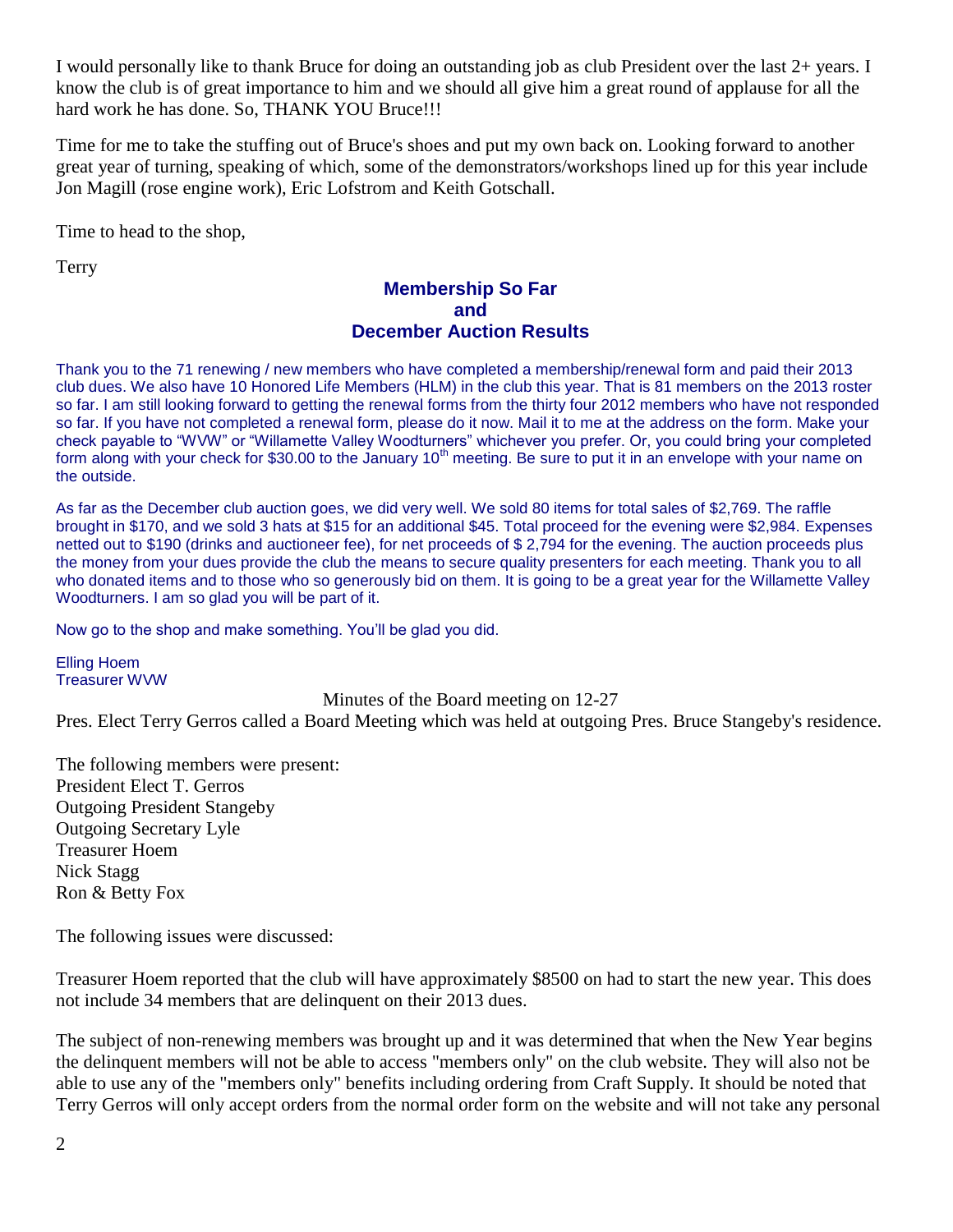I would personally like to thank Bruce for doing an outstanding job as club President over the last 2+ years. I know the club is of great importance to him and we should all give him a great round of applause for all the hard work he has done. So, THANK YOU Bruce!!!

Time for me to take the stuffing out of Bruce's shoes and put my own back on. Looking forward to another great year of turning, speaking of which, some of the demonstrators/workshops lined up for this year include Jon Magill (rose engine work), Eric Lofstrom and Keith Gotschall.

Time to head to the shop,

Terry

## Membership So Far and December Auction Results

Thank you to the 71 renewing / new members who have completed a membership/renewal form and paid their 2013 club dues. We also have 10 Honored Life Members (HLM) in the club this year. That is 81 members on the 2013 roster so far. I am still looking forward to getting the renewal forms from the thirty four 2012 members who have not responded so far. If you have not completed a renewal form, please do it now. Mail it to me at the address on the form. Make your check payable to "WVW" or "Willamette Valley Woodturners" whichever you prefer. Or, you could bring your completed form along with your check for $30.00 to the January 10th meeting. Be sure to put it in an envelope with your name on the outside.

As far as the December club auction goes, we did very well. We sold 80 items for total sales of $2,769. The raffle brought in $170, and we sold 3 hats at $15 for an additional $45. Total proceed for the evening were $2,984. Expenses netted out to $190 (drinks and auctioneer fee), for net proceeds of $ 2,794 for the evening. The auction proceeds plus the money from your dues provide the club the means to secure quality presenters for each meeting. Thank you to all who donated items and to those who so generously bid on them. It is going to be a great year for the Willamette Valley Woodturners. I am so glad you will be part of it.

Now go to the shop and make something. You'll be glad you did.

Elling Hoem
Treasurer WVW

### Minutes of the Board meeting on 12-27

Pres. Elect Terry Gerros called a Board Meeting which was held at outgoing Pres. Bruce Stangeby's residence.

The following members were present:
President Elect T. Gerros
Outgoing President Stangeby
Outgoing Secretary Lyle
Treasurer Hoem
Nick Stagg
Ron & Betty Fox

The following issues were discussed:

Treasurer Hoem reported that the club will have approximately $8500 on had to start the new year. This does not include 34 members that are delinquent on their 2013 dues.

The subject of non-renewing members was brought up and it was determined that when the New Year begins the delinquent members will not be able to access "members only" on the club website. They will also not be able to use any of the "members only" benefits including ordering from Craft Supply. It should be noted that Terry Gerros will only accept orders from the normal order form on the website and will not take any personal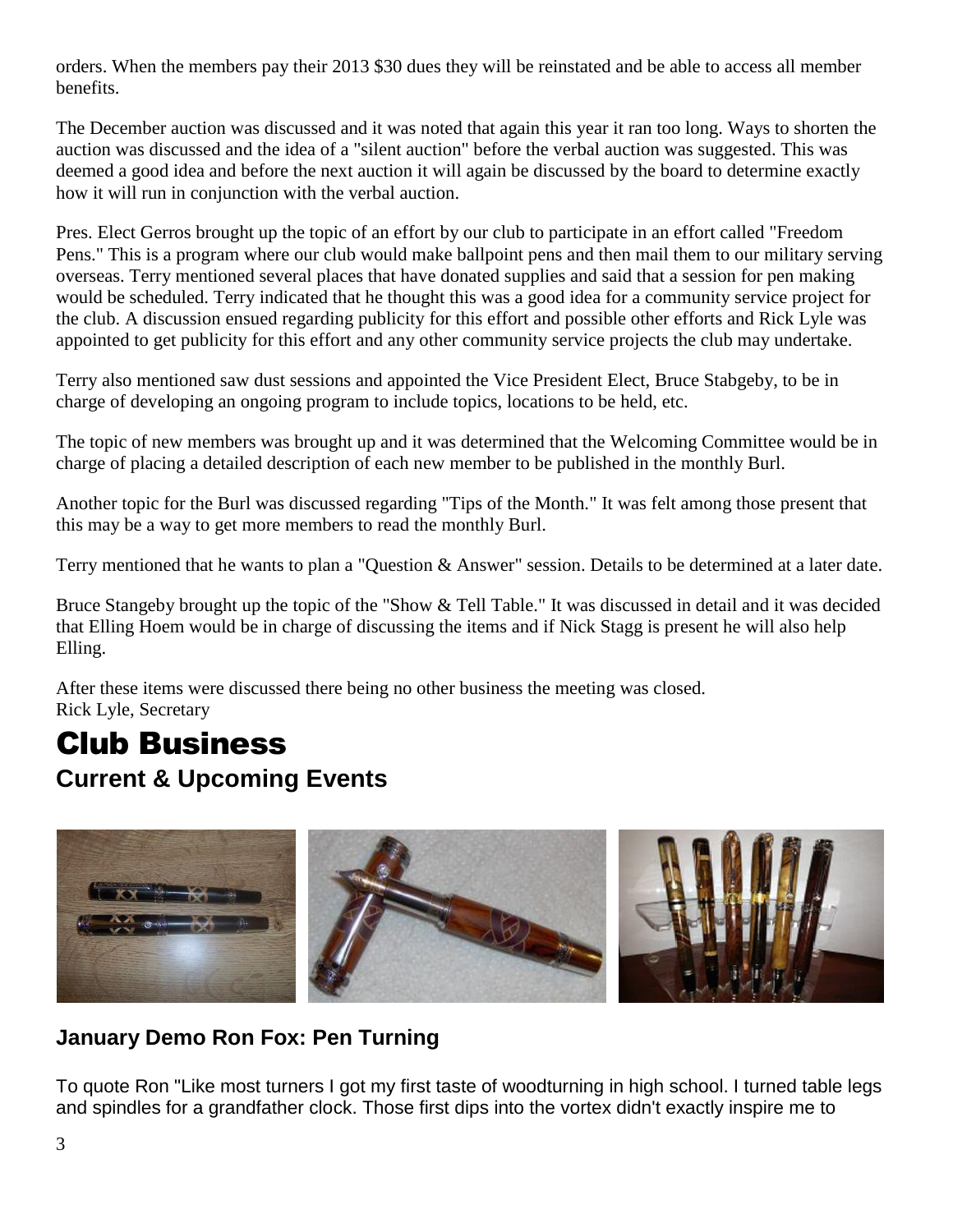orders. When the members pay their 2013 $30 dues they will be reinstated and be able to access all member benefits.

The December auction was discussed and it was noted that again this year it ran too long. Ways to shorten the auction was discussed and the idea of a "silent auction" before the verbal auction was suggested. This was deemed a good idea and before the next auction it will again be discussed by the board to determine exactly how it will run in conjunction with the verbal auction.

Pres. Elect Gerros brought up the topic of an effort by our club to participate in an effort called "Freedom Pens." This is a program where our club would make ballpoint pens and then mail them to our military serving overseas. Terry mentioned several places that have donated supplies and said that a session for pen making would be scheduled. Terry indicated that he thought this was a good idea for a community service project for the club. A discussion ensued regarding publicity for this effort and possible other efforts and Rick Lyle was appointed to get publicity for this effort and any other community service projects the club may undertake.

Terry also mentioned saw dust sessions and appointed the Vice President Elect, Bruce Stabgeby, to be in charge of developing an ongoing program to include topics, locations to be held, etc.

The topic of new members was brought up and it was determined that the Welcoming Committee would be in charge of placing a detailed description of each new member to be published in the monthly Burl.

Another topic for the Burl was discussed regarding "Tips of the Month." It was felt among those present that this may be a way to get more members to read the monthly Burl.

Terry mentioned that he wants to plan a "Question & Answer" session. Details to be determined at a later date.

Bruce Stangeby brought up the topic of the "Show & Tell Table." It was discussed in detail and it was decided that Elling Hoem would be in charge of discussing the items and if Nick Stagg is present he will also help Elling.

After these items were discussed there being no other business the meeting was closed.
Rick Lyle, Secretary

# Club Business

## Current & Upcoming Events

### January Demo Ron Fox: Pen Turning

To quote Ron "Like most turners I got my first taste of woodturning in high school. I turned table legs and spindles for a grandfather clock. Those first dips into the vortex didn't exactly inspire me to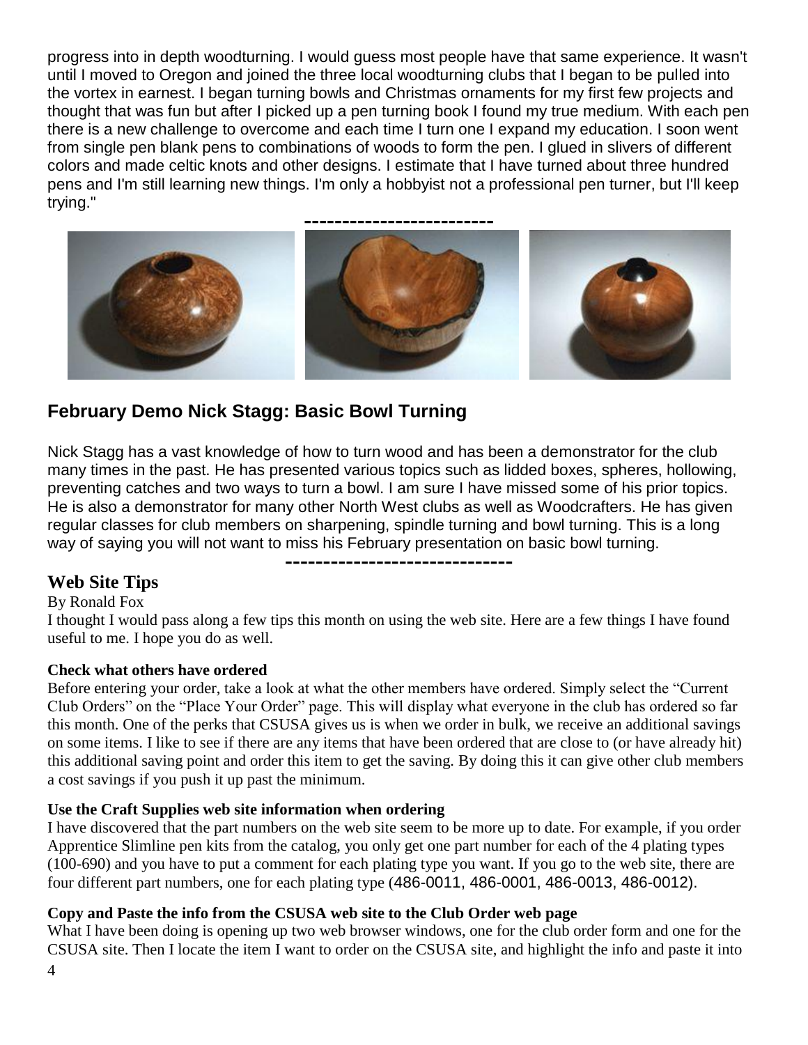progress into in depth woodturning. I would guess most people have that same experience. It wasn't until I moved to Oregon and joined the three local woodturning clubs that I began to be pulled into the vortex in earnest. I began turning bowls and Christmas ornaments for my first few projects and thought that was fun but after I picked up a pen turning book I found my true medium. With each pen there is a new challenge to overcome and each time I turn one I expand my education. I soon went from single pen blank pens to combinations of woods to form the pen. I glued in slivers of different colors and made celtic knots and other designs. I estimate that I have turned about three hundred pens and I'm still learning new things. I'm only a hobbyist not a professional pen turner, but I'll keep trying."

-------------------------

## February Demo Nick Stagg: Basic Bowl Turning

Nick Stagg has a vast knowledge of how to turn wood and has been a demonstrator for the club many times in the past. He has presented various topics such as lidded boxes, spheres, hollowing, preventing catches and two ways to turn a bowl. I am sure I have missed some of his prior topics. He is also a demonstrator for many other North West clubs as well as Woodcrafters. He has given regular classes for club members on sharpening, spindle turning and bowl turning. This is a long way of saying you will not want to miss his February presentation on basic bowl turning.

------------------------------

## Web Site Tips

By Ronald Fox

I thought I would pass along a few tips this month on using the web site. Here are a few things I have found useful to me. I hope you do as well.

**Check what others have ordered**

Before entering your order, take a look at what the other members have ordered. Simply select the "Current Club Orders" on the "Place Your Order" page. This will display what everyone in the club has ordered so far this month. One of the perks that CSUSA gives us is when we order in bulk, we receive an additional savings on some items. I like to see if there are any items that have been ordered that are close to (or have already hit) this additional saving point and order this item to get the saving. By doing this it can give other club members a cost savings if you push it up past the minimum.

**Use the Craft Supplies web site information when ordering**

I have discovered that the part numbers on the web site seem to be more up to date. For example, if you order Apprentice Slimline pen kits from the catalog, you only get one part number for each of the 4 plating types (100-690) and you have to put a comment for each plating type you want. If you go to the web site, there are four different part numbers, one for each plating type (486-0011, 486-0001, 486-0013, 486-0012).

**Copy and Paste the info from the CSUSA web site to the Club Order web page**

What I have been doing is opening up two web browser windows, one for the club order form and one for the CSUSA site. Then I locate the item I want to order on the CSUSA site, and highlight the info and paste it into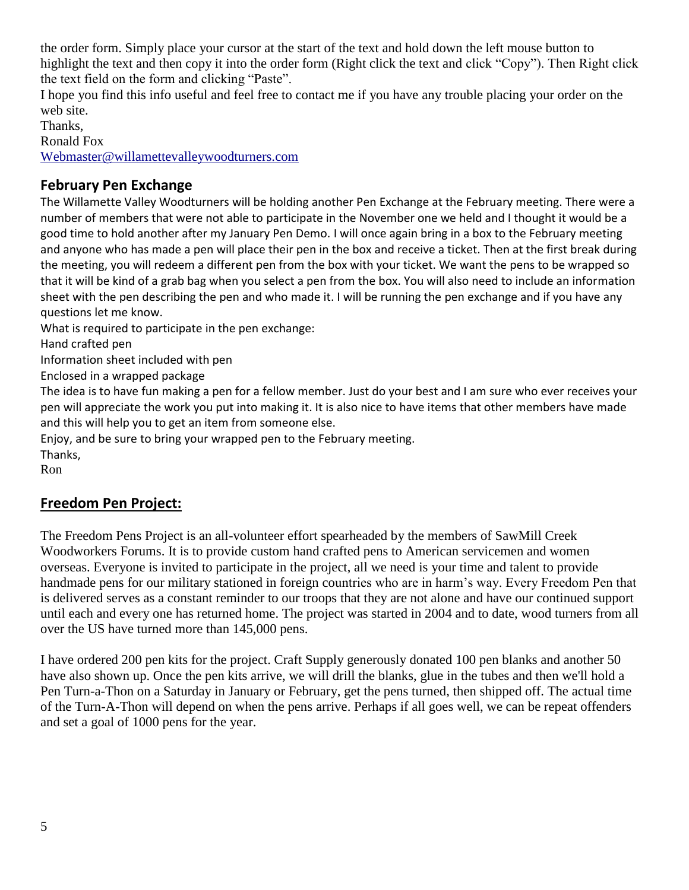the order form. Simply place your cursor at the start of the text and hold down the left mouse button to highlight the text and then copy it into the order form (Right click the text and click "Copy"). Then Right click the text field on the form and clicking "Paste".

I hope you find this info useful and feel free to contact me if you have any trouble placing your order on the web site.

Thanks,

Ronald Fox

Webmaster@willamettevalleywoodturners.com

## February Pen Exchange

The Willamette Valley Woodturners will be holding another Pen Exchange at the February meeting. There were a number of members that were not able to participate in the November one we held and I thought it would be a good time to hold another after my January Pen Demo. I will once again bring in a box to the February meeting and anyone who has made a pen will place their pen in the box and receive a ticket. Then at the first break during the meeting, you will redeem a different pen from the box with your ticket. We want the pens to be wrapped so that it will be kind of a grab bag when you select a pen from the box. You will also need to include an information sheet with the pen describing the pen and who made it. I will be running the pen exchange and if you have any questions let me know.

What is required to participate in the pen exchange:

Hand crafted pen

Information sheet included with pen

Enclosed in a wrapped package

The idea is to have fun making a pen for a fellow member. Just do your best and I am sure who ever receives your pen will appreciate the work you put into making it. It is also nice to have items that other members have made and this will help you to get an item from someone else.

Enjoy, and be sure to bring your wrapped pen to the February meeting.

Thanks,

Ron

## Freedom Pen Project:

The Freedom Pens Project is an all-volunteer effort spearheaded by the members of SawMill Creek Woodworkers Forums. It is to provide custom hand crafted pens to American servicemen and women overseas. Everyone is invited to participate in the project, all we need is your time and talent to provide handmade pens for our military stationed in foreign countries who are in harm's way. Every Freedom Pen that is delivered serves as a constant reminder to our troops that they are not alone and have our continued support until each and every one has returned home. The project was started in 2004 and to date, wood turners from all over the US have turned more than 145,000 pens.

I have ordered 200 pen kits for the project. Craft Supply generously donated 100 pen blanks and another 50 have also shown up. Once the pen kits arrive, we will drill the blanks, glue in the tubes and then we'll hold a Pen Turn-a-Thon on a Saturday in January or February, get the pens turned, then shipped off. The actual time of the Turn-A-Thon will depend on when the pens arrive. Perhaps if all goes well, we can be repeat offenders and set a goal of 1000 pens for the year.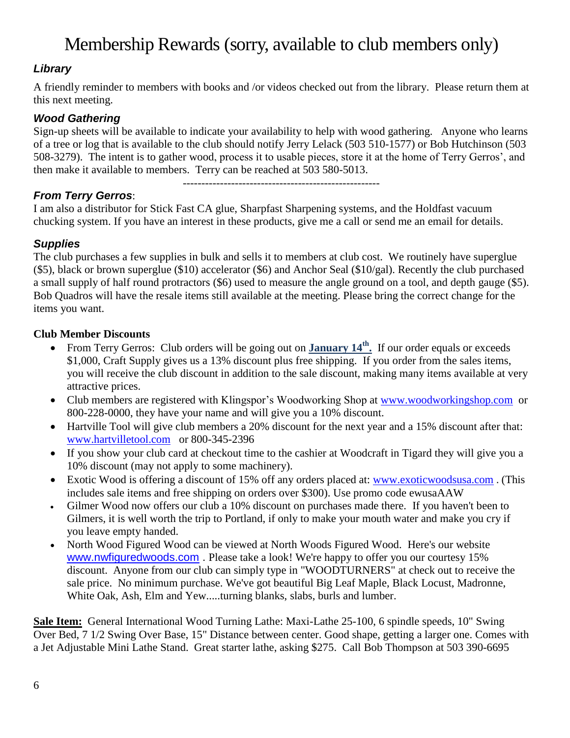# Membership Rewards (sorry, available to club members only)

### *Library*

A friendly reminder to members with books and /or videos checked out from the library. Please return them at this next meeting.

### *Wood Gathering*

Sign-up sheets will be available to indicate your availability to help with wood gathering. Anyone who learns of a tree or log that is available to the club should notify Jerry Lelack (503 510-1577) or Bob Hutchinson (503 508-3279). The intent is to gather wood, process it to usable pieces, store it at the home of Terry Gerros', and then make it available to members. Terry can be reached at 503 580-5013.

-----------------------------------------------------

### *From Terry Gerros*:

I am also a distributor for Stick Fast CA glue, Sharpfast Sharpening systems, and the Holdfast vacuum chucking system. If you have an interest in these products, give me a call or send me an email for details.

### *Supplies*

The club purchases a few supplies in bulk and sells it to members at club cost. We routinely have superglue ($5), black or brown superglue ($10) accelerator ($6) and Anchor Seal ($10/gal). Recently the club purchased a small supply of half round protractors ($6) used to measure the angle ground on a tool, and depth gauge ($5). Bob Quadros will have the resale items still available at the meeting. Please bring the correct change for the items you want.

**Club Member Discounts**

- From Terry Gerros: Club orders will be going out on **January 14th.** If our order equals or exceeds $1,000, Craft Supply gives us a 13% discount plus free shipping. If you order from the sales items, you will receive the club discount in addition to the sale discount, making many items available at very attractive prices.
- Club members are registered with Klingspor's Woodworking Shop at www.woodworkingshop.com or 800-228-0000, they have your name and will give you a 10% discount.
- Hartville Tool will give club members a 20% discount for the next year and a 15% discount after that: www.hartvilletool.com or 800-345-2396
- If you show your club card at checkout time to the cashier at Woodcraft in Tigard they will give you a 10% discount (may not apply to some machinery).
- Exotic Wood is offering a discount of 15% off any orders placed at: www.exoticwoodsusa.com . (This includes sale items and free shipping on orders over $300). Use promo code ewusaAAW
- Gilmer Wood now offers our club a 10% discount on purchases made there. If you haven't been to Gilmers, it is well worth the trip to Portland, if only to make your mouth water and make you cry if you leave empty handed.
- North Wood Figured Wood can be viewed at North Woods Figured Wood. Here's our website www.nwfiguredwoods.com . Please take a look! We're happy to offer you our courtesy 15% discount. Anyone from our club can simply type in "WOODTURNERS" at check out to receive the sale price. No minimum purchase. We've got beautiful Big Leaf Maple, Black Locust, Madronne, White Oak, Ash, Elm and Yew.....turning blanks, slabs, burls and lumber.

**Sale Item:** General International Wood Turning Lathe: Maxi-Lathe 25-100, 6 spindle speeds, 10" Swing Over Bed, 7 1/2 Swing Over Base, 15" Distance between center. Good shape, getting a larger one. Comes with a Jet Adjustable Mini Lathe Stand. Great starter lathe, asking $275. Call Bob Thompson at 503 390-6695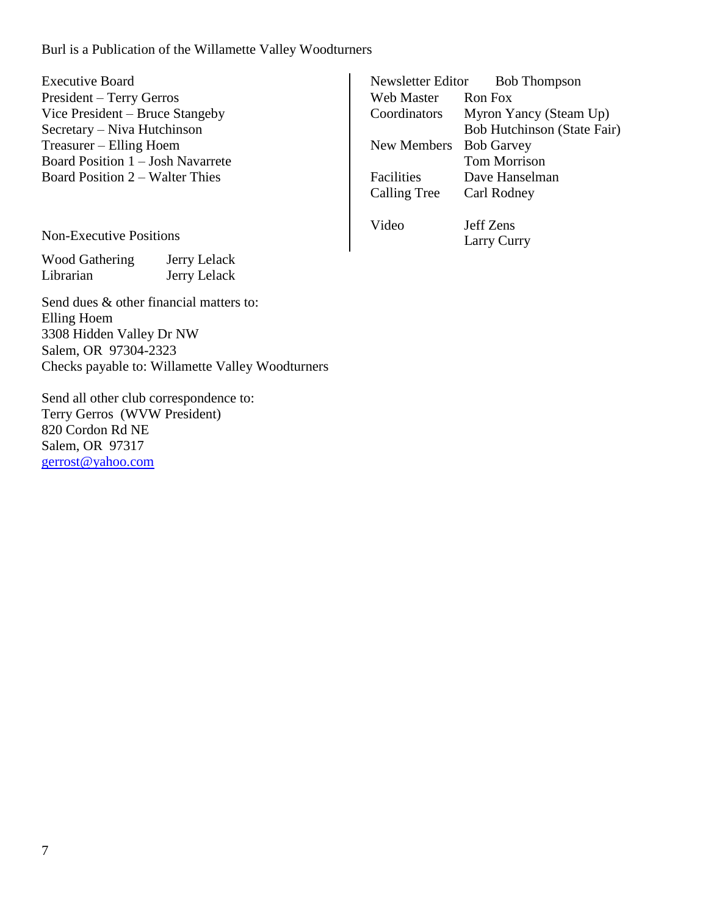Burl is a Publication of the Willamette Valley Woodturners

Executive Board
President – Terry Gerros
Vice President – Bruce Stangeby
Secretary – Niva Hutchinson
Treasurer – Elling Hoem
Board Position 1 – Josh Navarrete
Board Position 2 – Walter Thies

Non-Executive Positions

| | |
|---|---|
| Wood Gathering | Jerry Lelack |
| Librarian | Jerry Lelack |

Send dues & other financial matters to:
Elling Hoem
3308 Hidden Valley Dr NW
Salem, OR 97304-2323
Checks payable to: Willamette Valley Woodturners

Send all other club correspondence to:
Terry Gerros (WVW President)
820 Cordon Rd NE
Salem, OR 97317
gerrost@yahoo.com

| | |
|---|---|
| Newsletter Editor | Bob Thompson |
| Web Master | Ron Fox |
| Coordinators | Myron Yancy (Steam Up) |
| | Bob Hutchinson (State Fair) |
| New Members | Bob Garvey |
| | Tom Morrison |
| Facilities | Dave Hanselman |
| Calling Tree | Carl Rodney |
| Video | Jeff Zens |
| | Larry Curry |